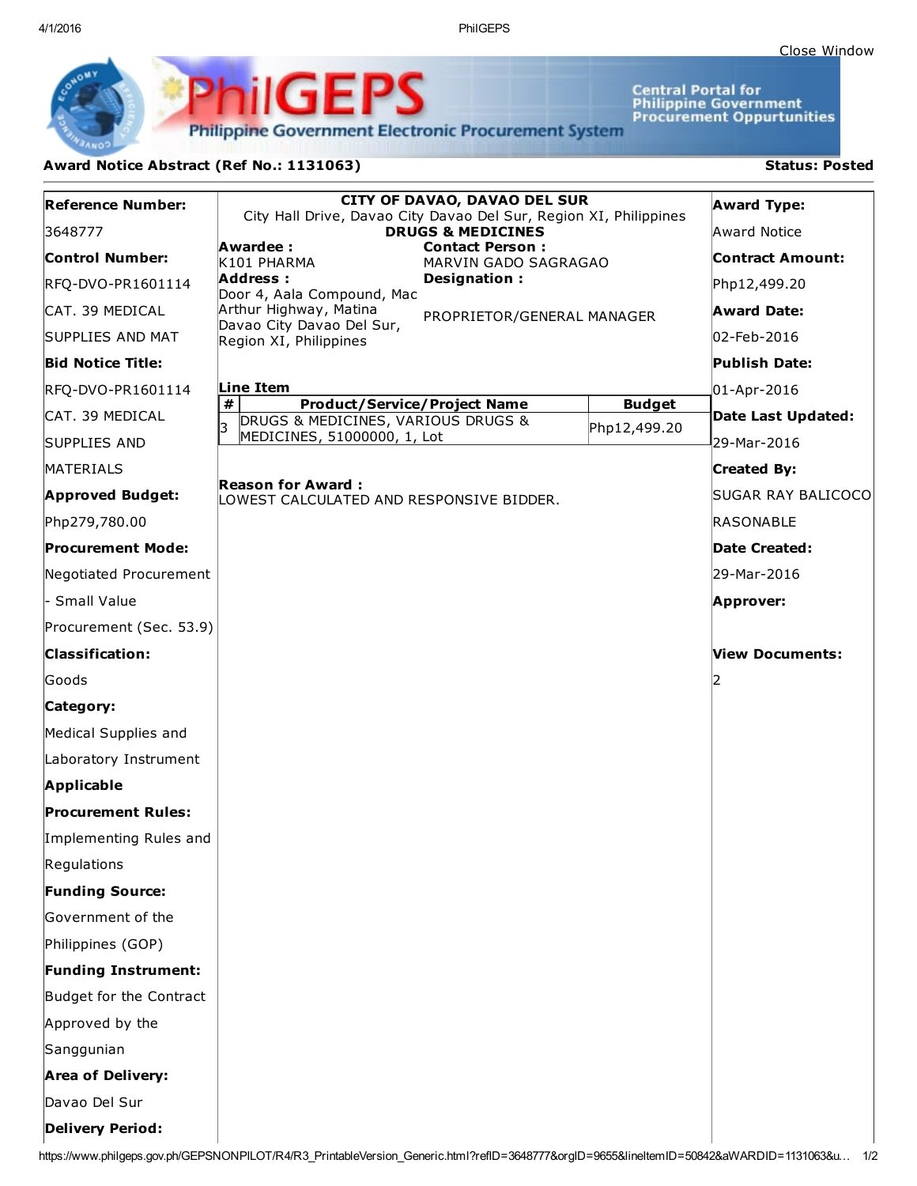Close Window

# PhilGEPS

Philippine Government Electronic Procurement System

Central Portal for Philippine Government Procurement Oppurtunities

**Award Notice Abstract (Ref No.: 1131063)** **Status: Posted**

**Reference Number:**
3648777

**Control Number:**
RFQ-DVO-PR1601114 CAT. 39 MEDICAL SUPPLIES AND MAT

**Bid Notice Title:**
RFQ-DVO-PR1601114 CAT. 39 MEDICAL SUPPLIES AND MATERIALS

**Approved Budget:**
Php279,780.00

**Procurement Mode:**
Negotiated Procurement - Small Value Procurement (Sec. 53.9)

**Classification:**
Goods

**Category:**
Medical Supplies and Laboratory Instrument

**Applicable Procurement Rules:**
Implementing Rules and Regulations

**Funding Source:**
Government of the Philippines (GOP)

**Funding Instrument:**
Budget for the Contract Approved by the Sanggunian

**Area of Delivery:**
Davao Del Sur

**Delivery Period:**

**CITY OF DAVAO, DAVAO DEL SUR**
City Hall Drive, Davao City Davao Del Sur, Region XI, Philippines
**DRUGS & MEDICINES**

**Awardee :**
K101 PHARMA

**Address :**
Door 4, Aala Compound, Mac Arthur Highway, Matina Davao City Davao Del Sur, Region XI, Philippines

**Contact Person :**
MARVIN GADO SAGRAGAO

**Designation :**
PROPRIETOR/GENERAL MANAGER

**Line Item**

| # | Product/Service/Project Name | Budget |
|---|---|---|
| 3 | DRUGS & MEDICINES, VARIOUS DRUGS & MEDICINES, 51000000, 1, Lot | Php12,499.20 |

**Reason for Award :**
LOWEST CALCULATED AND RESPONSIVE BIDDER.

**Award Type:**
Award Notice

**Contract Amount:**
Php12,499.20

**Award Date:**
02-Feb-2016

**Publish Date:**
01-Apr-2016

**Date Last Updated:**
29-Mar-2016

**Created By:**
SUGAR RAY BALICOCO RASONABLE

**Date Created:**
29-Mar-2016

**Approver:**

**View Documents:**
2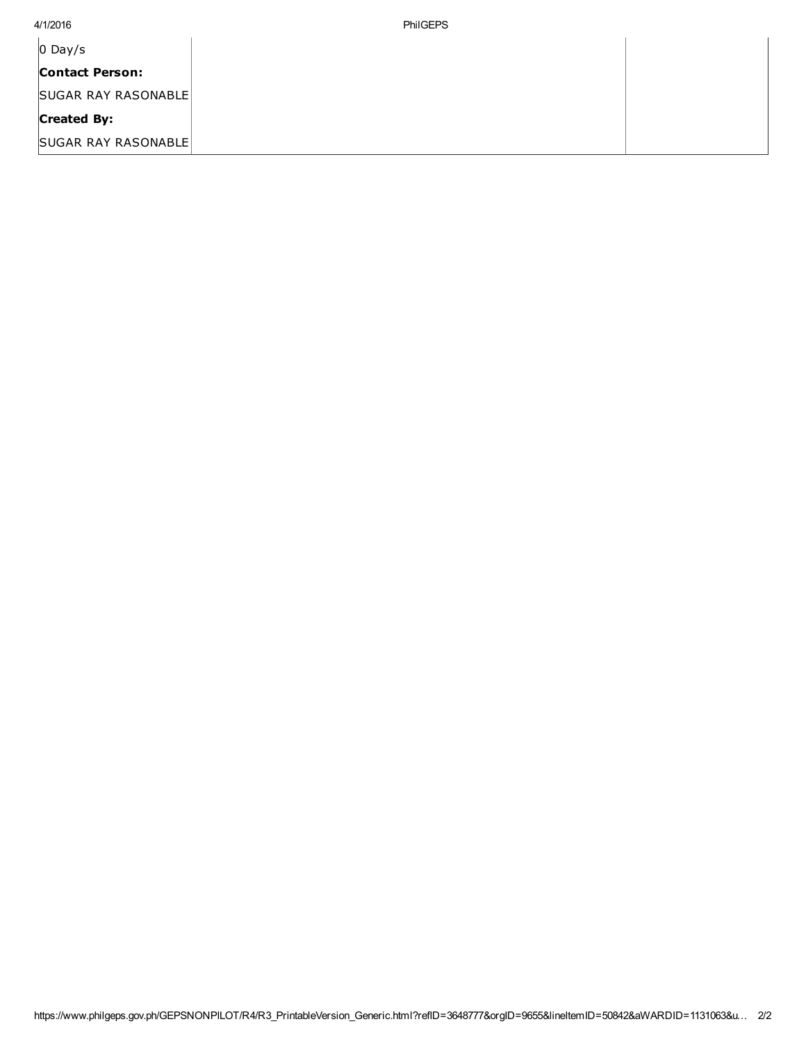| | | |
|---|---|---|
| 0 Day/s | | |
| **Contact Person:** | | |
| SUGAR RAY RASONABLE | | |
| **Created By:** | | |
| SUGAR RAY RASONABLE | | |